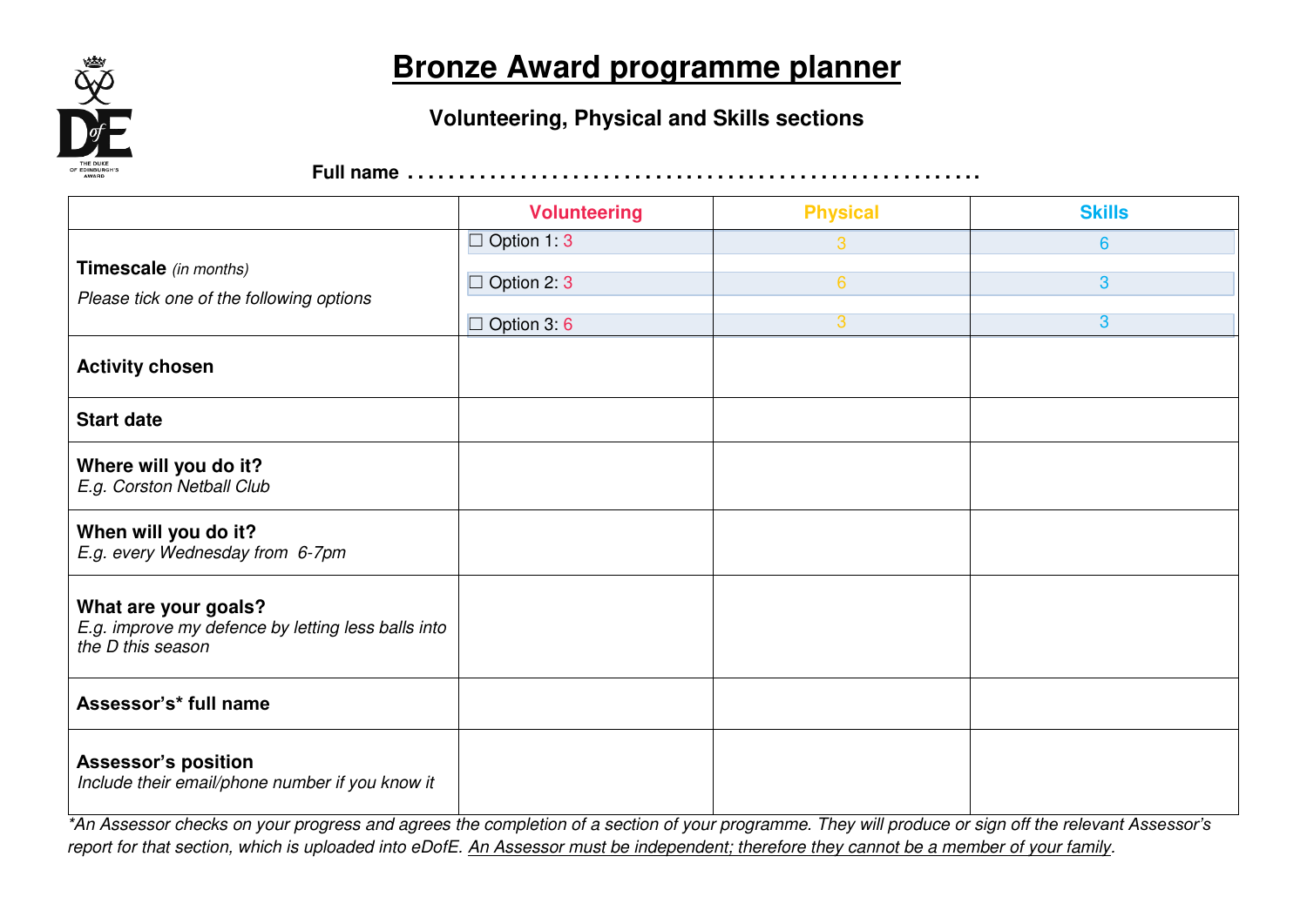# Bronze Award programme planner

### Volunteering, Physical and Skills sections

**Full name** . . . . . . . . . . . . . . . . . . . . . . . . . . . . . . . . . . . . . . . . . . . . . . . . . . . . . .

| | Volunteering | Physical | Skills |
|---|---|---|---|
| **Timescale** *(in months)*<br>*Please tick one of the following options* | ☐ Option 1: 3 | 3 | 6 |
| | ☐ Option 2: 3 | 6 | 3 |
| | ☐ Option 3: 6 | 3 | 3 |
| **Activity chosen** | | | |
| **Start date** | | | |
| **Where will you do it?**<br>*E.g. Corston Netball Club* | | | |
| **When will you do it?**<br>*E.g. every Wednesday from 6-7pm* | | | |
| **What are your goals?**<br>*E.g. improve my defence by letting less balls into the D this season* | | | |
| **Assessor's\* full name** | | | |
| **Assessor's position**<br>*Include their email/phone number if you know it* | | | |

*\*An Assessor checks on your progress and agrees the completion of a section of your programme. They will produce or sign off the relevant Assessor's report for that section, which is uploaded into eDofE. An Assessor must be independent; therefore they cannot be a member of your family.*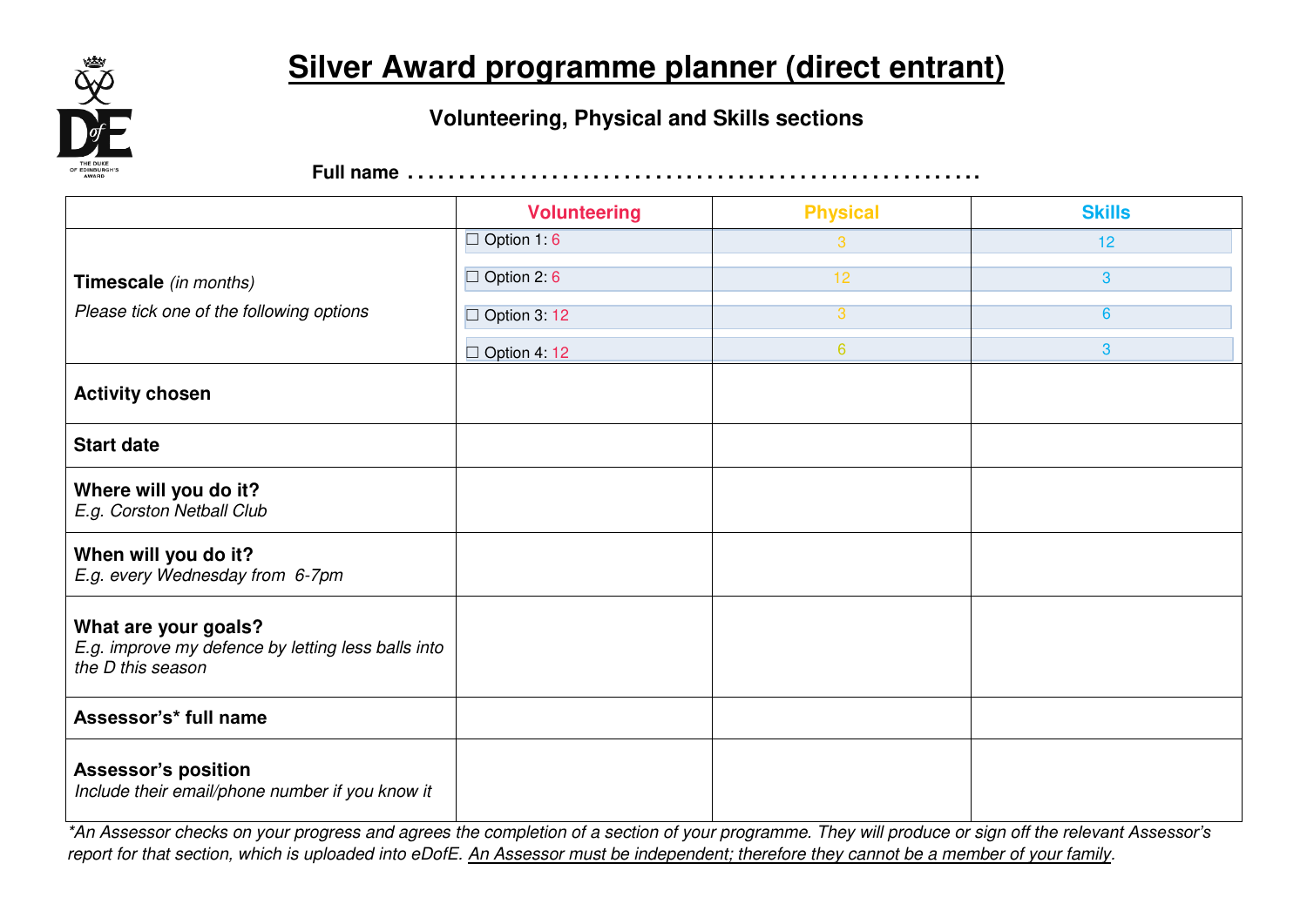# Silver Award programme planner (direct entrant)

**Volunteering, Physical and Skills sections**

**Full name** . . . . . . . . . . . . . . . . . . . . . . . . . . . . . . . . . . . . . . . . . . . . . . . . . . . . .

| | Volunteering | Physical | Skills |
|---|---|---|---|
| **Timescale** *(in months)*<br>*Please tick one of the following options* | ☐ Option 1: 6 | 3 | 12 |
| | ☐ Option 2: 6 | 12 | 3 |
| | ☐ Option 3: 12 | 3 | 6 |
| | ☐ Option 4: 12 | 6 | 3 |
| **Activity chosen** | | | |
| **Start date** | | | |
| **Where will you do it?**<br>*E.g. Corston Netball Club* | | | |
| **When will you do it?**<br>*E.g. every Wednesday from 6-7pm* | | | |
| **What are your goals?**<br>*E.g. improve my defence by letting less balls into the D this season* | | | |
| **Assessor's* full name** | | | |
| **Assessor's position**<br>*Include their email/phone number if you know it* | | | |

*\*An Assessor checks on your progress and agrees the completion of a section of your programme. They will produce or sign off the relevant Assessor's report for that section, which is uploaded into eDofE. An Assessor must be independent; therefore they cannot be a member of your family.*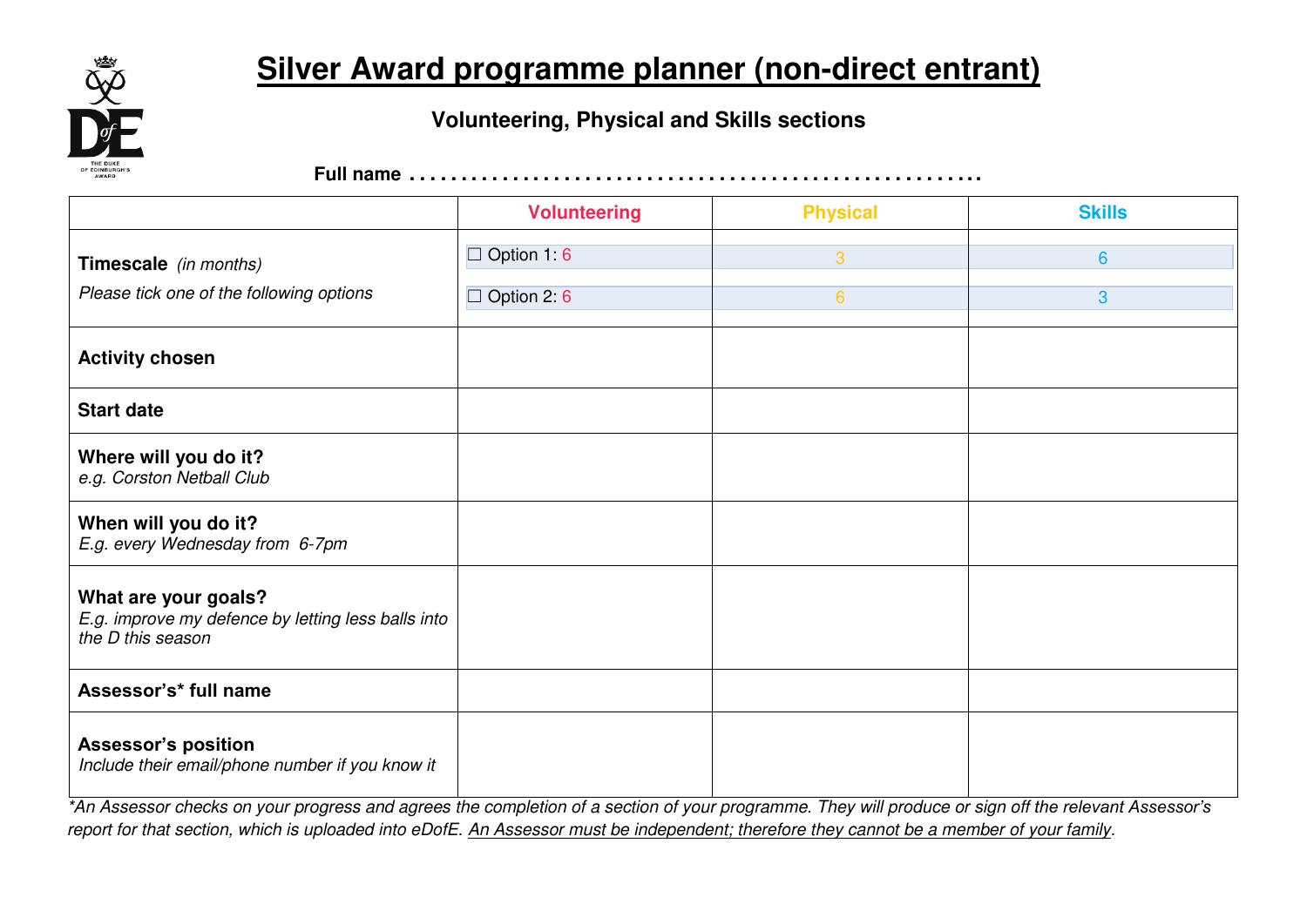# Silver Award programme planner (non-direct entrant)

**Volunteering, Physical and Skills sections**

**Full name** . . . . . . . . . . . . . . . . . . . . . . . . . . . . . . . . . . . . . . . . . . . . . . . . . . . . . . .

| | Volunteering | Physical | Skills |
|---|---|---|---|
| **Timescale** *(in months)*<br>*Please tick one of the following options* | ☐ Option 1: 6<br>☐ Option 2: 6 | 3<br>6 | 6<br>3 |
| **Activity chosen** | | | |
| **Start date** | | | |
| **Where will you do it?**<br>*e.g. Corston Netball Club* | | | |
| **When will you do it?**<br>*E.g. every Wednesday from 6-7pm* | | | |
| **What are your goals?**<br>*E.g. improve my defence by letting less balls into the D this season* | | | |
| **Assessor's* full name** | | | |
| **Assessor's position**<br>*Include their email/phone number if you know it* | | | |

*\*An Assessor checks on your progress and agrees the completion of a section of your programme. They will produce or sign off the relevant Assessor's report for that section, which is uploaded into eDofE. An Assessor must be independent; therefore they cannot be a member of your family.*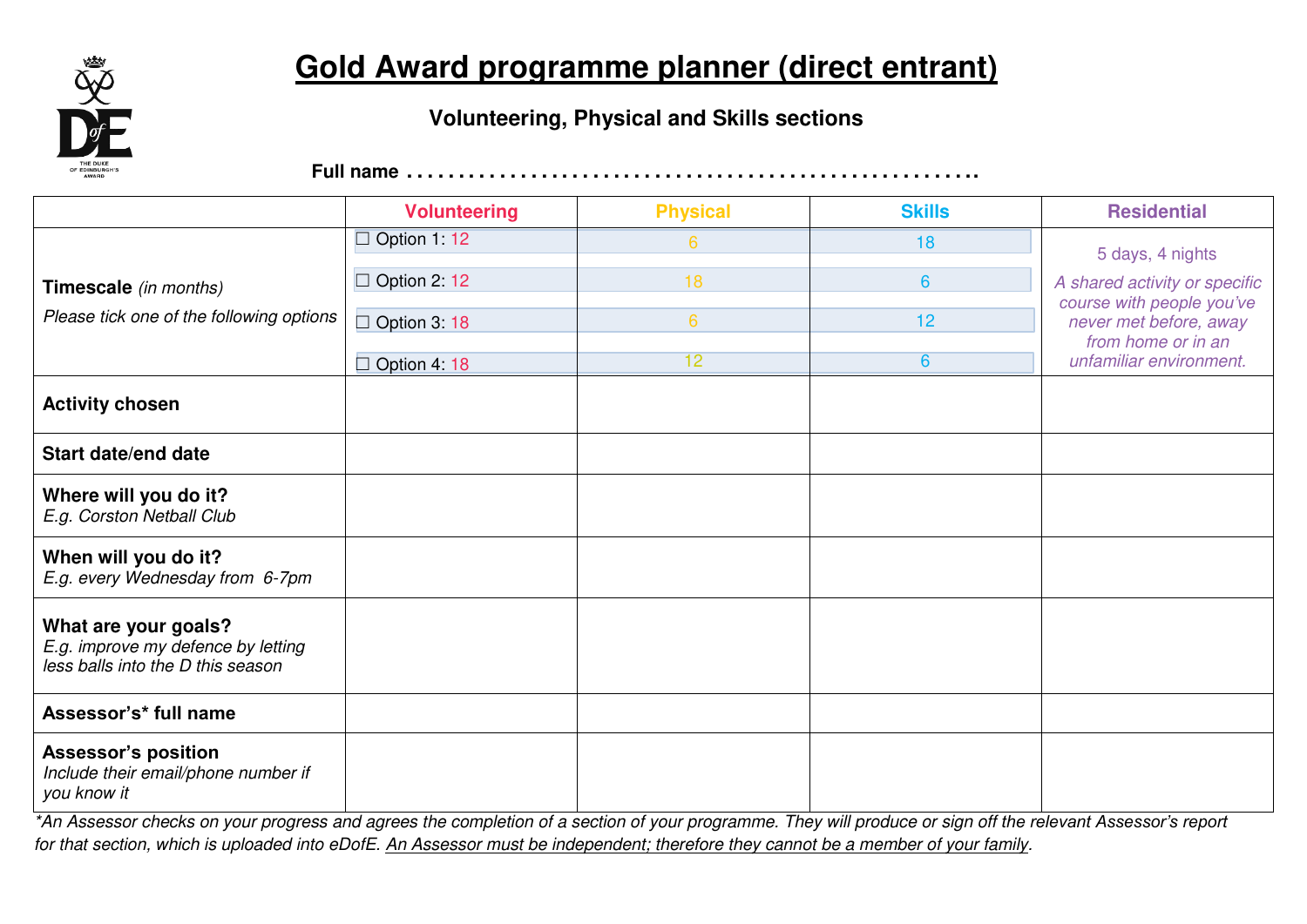# Gold Award programme planner (direct entrant)

### Volunteering, Physical and Skills sections

**Full name** . . . . . . . . . . . . . . . . . . . . . . . . . . . . . . . . . . . . . . . . . . . . . . . . . . . . . .

| | Volunteering | Physical | Skills | Residential |
|---|---|---|---|---|
| **Timescale** *(in months)*<br>*Please tick one of the following options* | ☐ Option 1: 12<br>☐ Option 2: 12<br>☐ Option 3: 18<br>☐ Option 4: 18 | 6<br>18<br>6<br>12 | 18<br>6<br>12<br>6 | 5 days, 4 nights<br>*A shared activity or specific course with people you've never met before, away from home or in an unfamiliar environment.* |
| **Activity chosen** | | | | |
| **Start date/end date** | | | | |
| **Where will you do it?**<br>*E.g. Corston Netball Club* | | | | |
| **When will you do it?**<br>*E.g. every Wednesday from 6-7pm* | | | | |
| **What are your goals?**<br>*E.g. improve my defence by letting less balls into the D this season* | | | | |
| **Assessor's* full name** | | | | |
| **Assessor's position**<br>*Include their email/phone number if you know it* | | | | |

*\*An Assessor checks on your progress and agrees the completion of a section of your programme. They will produce or sign off the relevant Assessor's report for that section, which is uploaded into eDofE. An Assessor must be independent; therefore they cannot be a member of your family.*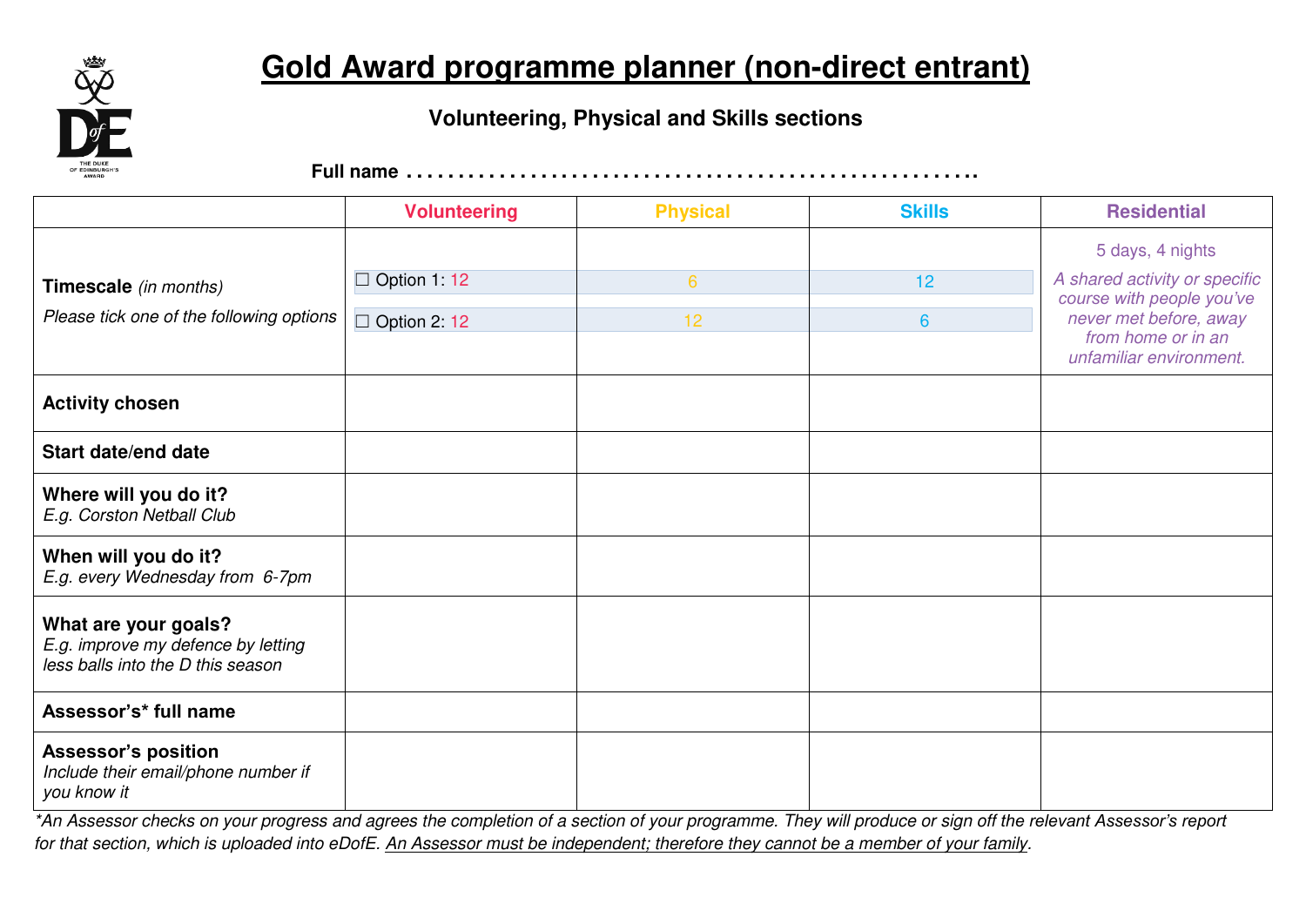# Gold Award programme planner (non-direct entrant)

**Volunteering, Physical and Skills sections**

**Full name** . . . . . . . . . . . . . . . . . . . . . . . . . . . . . . . . . . . . . . . . . . . . . . . . . . . . . .

| | Volunteering | Physical | Skills | Residential |
|---|---|---|---|---|
| **Timescale** *(in months)*<br>*Please tick one of the following options* | ☐ Option 1: 12<br>☐ Option 2: 12 | 6<br>12 | 12<br>6 | 5 days, 4 nights<br>*A shared activity or specific course with people you've never met before, away from home or in an unfamiliar environment.* |
| **Activity chosen** | | | | |
| **Start date/end date** | | | | |
| **Where will you do it?**<br>*E.g. Corston Netball Club* | | | | |
| **When will you do it?**<br>*E.g. every Wednesday from 6-7pm* | | | | |
| **What are your goals?**<br>*E.g. improve my defence by letting less balls into the D this season* | | | | |
| **Assessor's* full name** | | | | |
| **Assessor's position**<br>*Include their email/phone number if you know it* | | | | |

*\*An Assessor checks on your progress and agrees the completion of a section of your programme. They will produce or sign off the relevant Assessor's report for that section, which is uploaded into eDofE. An Assessor must be independent; therefore they cannot be a member of your family.*